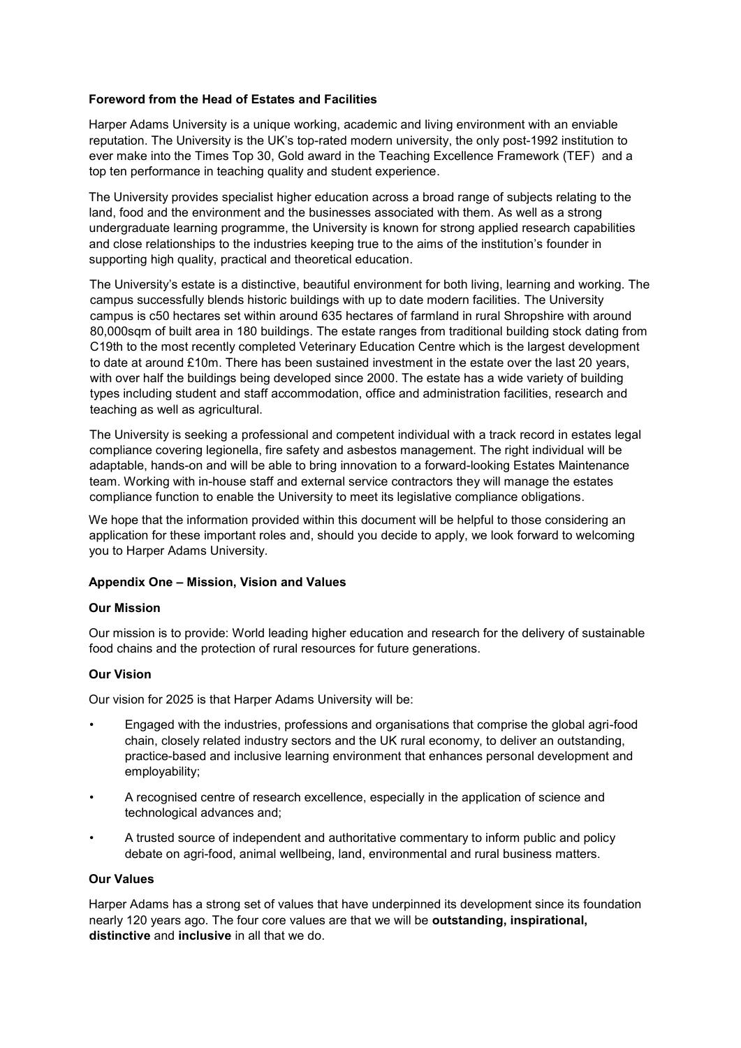**Foreword from the Head of Estates and Facilities**

Harper Adams University is a unique working, academic and living environment with an enviable reputation. The University is the UK's top-rated modern university, the only post-1992 institution to ever make into the Times Top 30, Gold award in the Teaching Excellence Framework (TEF) and a top ten performance in teaching quality and student experience.

The University provides specialist higher education across a broad range of subjects relating to the land, food and the environment and the businesses associated with them. As well as a strong undergraduate learning programme, the University is known for strong applied research capabilities and close relationships to the industries keeping true to the aims of the institution's founder in supporting high quality, practical and theoretical education.

The University's estate is a distinctive, beautiful environment for both living, learning and working. The campus successfully blends historic buildings with up to date modern facilities. The University campus is c50 hectares set within around 635 hectares of farmland in rural Shropshire with around 80,000sqm of built area in 180 buildings. The estate ranges from traditional building stock dating from C19th to the most recently completed Veterinary Education Centre which is the largest development to date at around £10m. There has been sustained investment in the estate over the last 20 years, with over half the buildings being developed since 2000. The estate has a wide variety of building types including student and staff accommodation, office and administration facilities, research and teaching as well as agricultural.

The University is seeking a professional and competent individual with a track record in estates legal compliance covering legionella, fire safety and asbestos management. The right individual will be adaptable, hands-on and will be able to bring innovation to a forward-looking Estates Maintenance team. Working with in-house staff and external service contractors they will manage the estates compliance function to enable the University to meet its legislative compliance obligations.

We hope that the information provided within this document will be helpful to those considering an application for these important roles and, should you decide to apply, we look forward to welcoming you to Harper Adams University.

**Appendix One – Mission, Vision and Values**

**Our Mission**

Our mission is to provide: World leading higher education and research for the delivery of sustainable food chains and the protection of rural resources for future generations.

**Our Vision**

Our vision for 2025 is that Harper Adams University will be:

- Engaged with the industries, professions and organisations that comprise the global agri-food chain, closely related industry sectors and the UK rural economy, to deliver an outstanding, practice-based and inclusive learning environment that enhances personal development and employability;
- A recognised centre of research excellence, especially in the application of science and technological advances and;
- A trusted source of independent and authoritative commentary to inform public and policy debate on agri-food, animal wellbeing, land, environmental and rural business matters.

**Our Values**

Harper Adams has a strong set of values that have underpinned its development since its foundation nearly 120 years ago. The four core values are that we will be **outstanding, inspirational, distinctive** and **inclusive** in all that we do.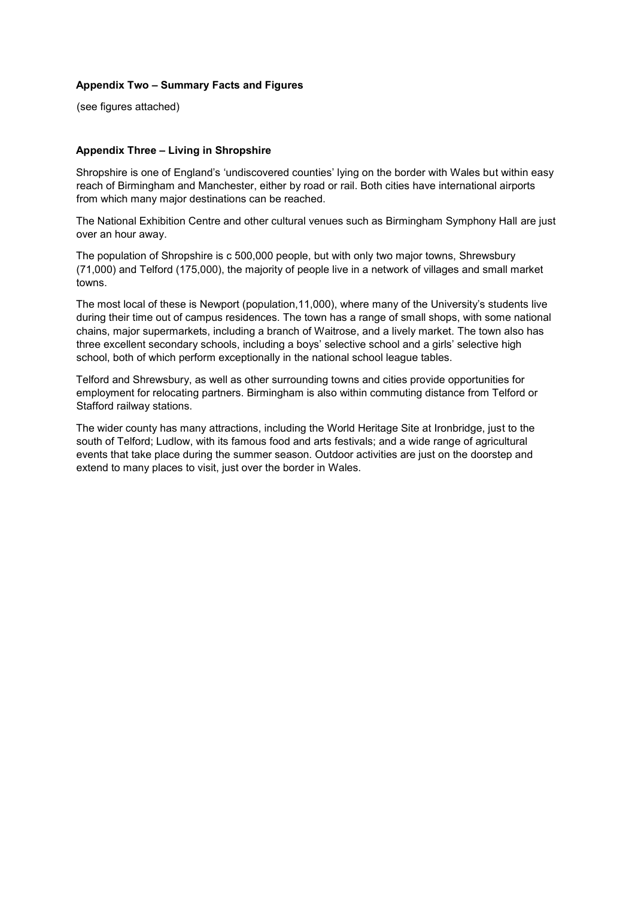**Appendix Two – Summary Facts and Figures**

(see figures attached)

**Appendix Three – Living in Shropshire**

Shropshire is one of England's 'undiscovered counties' lying on the border with Wales but within easy reach of Birmingham and Manchester, either by road or rail. Both cities have international airports from which many major destinations can be reached.

The National Exhibition Centre and other cultural venues such as Birmingham Symphony Hall are just over an hour away.

The population of Shropshire is c 500,000 people, but with only two major towns, Shrewsbury (71,000) and Telford (175,000), the majority of people live in a network of villages and small market towns.

The most local of these is Newport (population,11,000), where many of the University's students live during their time out of campus residences. The town has a range of small shops, with some national chains, major supermarkets, including a branch of Waitrose, and a lively market. The town also has three excellent secondary schools, including a boys' selective school and a girls' selective high school, both of which perform exceptionally in the national school league tables.

Telford and Shrewsbury, as well as other surrounding towns and cities provide opportunities for employment for relocating partners. Birmingham is also within commuting distance from Telford or Stafford railway stations.

The wider county has many attractions, including the World Heritage Site at Ironbridge, just to the south of Telford; Ludlow, with its famous food and arts festivals; and a wide range of agricultural events that take place during the summer season. Outdoor activities are just on the doorstep and extend to many places to visit, just over the border in Wales.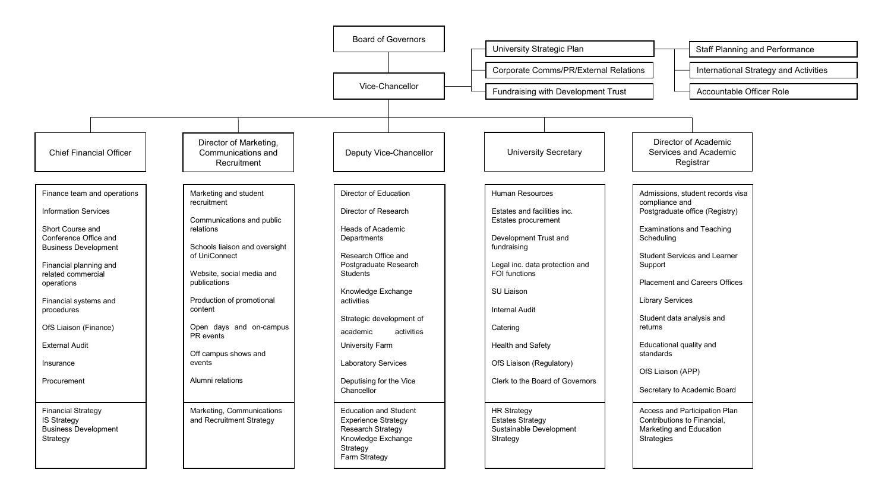# Board of Governors

## Vice-Chancellor

Vice-Chancellor responsibilities:

- University Strategic Plan
- Corporate Comms/PR/External Relations
- Fundraising with Development Trust
- Staff Planning and Performance
- International Strategy and Activities
- Accountable Officer Role

### Chief Financial Officer

- Finance team and operations
- Information Services
- Short Course and Conference Office and Business Development
- Financial planning and related commercial operations
- Financial systems and procedures
- OfS Liaison (Finance)
- External Audit
- Insurance
- Procurement

Financial Strategy
IS Strategy
Business Development Strategy

### Director of Marketing, Communications and Recruitment

- Marketing and student recruitment
- Communications and public relations
- Schools liaison and oversight of UniConnect
- Website, social media and publications
- Production of promotional content
- Open days and on-campus PR events
- Off campus shows and events
- Alumni relations

Marketing, Communications and Recruitment Strategy

### Deputy Vice-Chancellor

- Director of Education
- Director of Research
- Heads of Academic Departments
- Research Office and Postgraduate Research Students
- Knowledge Exchange activities
- Strategic development of academic activities
- University Farm
- Laboratory Services
- Deputising for the Vice Chancellor

Education and Student Experience Strategy
Research Strategy
Knowledge Exchange Strategy
Farm Strategy

### University Secretary

- Human Resources
- Estates and facilities inc. Estates procurement
- Development Trust and fundraising
- Legal inc. data protection and FOI functions
- SU Liaison
- Internal Audit
- Catering
- Health and Safety
- OfS Liaison (Regulatory)
- Clerk to the Board of Governors

HR Strategy
Estates Strategy
Sustainable Development Strategy

### Director of Academic Services and Academic Registrar

- Admissions, student records visa compliance and Postgraduate office (Registry)
- Examinations and Teaching Scheduling
- Student Services and Learner Support
- Placement and Careers Offices
- Library Services
- Student data analysis and returns
- Educational quality and standards
- OfS Liaison (APP)
- Secretary to Academic Board

Access and Participation Plan
Contributions to Financial, Marketing and Education Strategies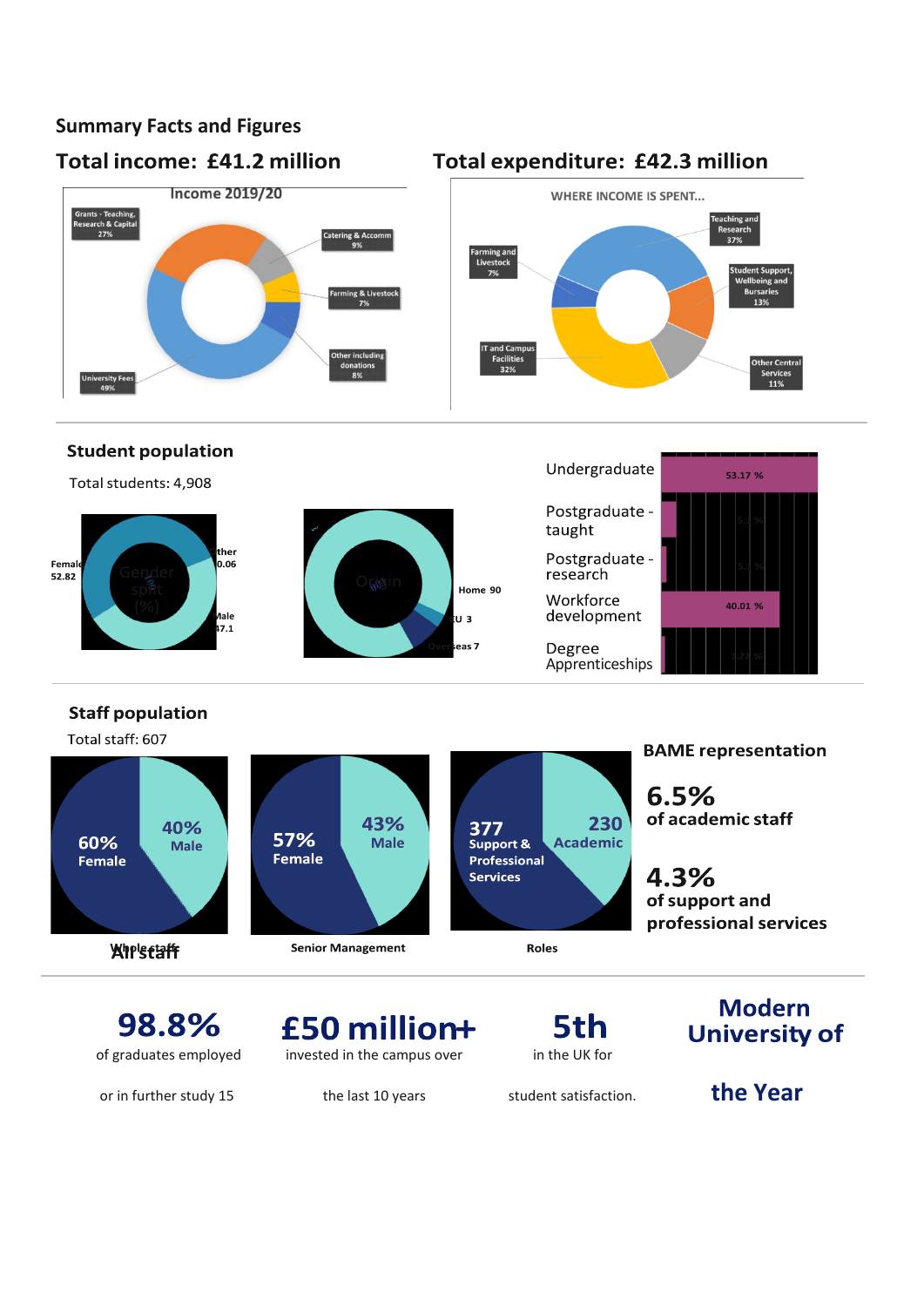## Summary Facts and Figures

### Total income: £41.2 million

Income 2019/20

- Grants - Teaching, Research & Capital 27%
- Catering & Accomm 9%
- Farming & Livestock 7%
- Other including donations 8%
- University Fees 49%

### Total expenditure: £42.3 million

WHERE INCOME IS SPENT...

- Teaching and Research 37%
- Farming and Livestock 7%
- Student Support, Wellbeing and Bursaries 13%
- IT and Campus Facilities 32%
- Other Central Services 11%

### Student population

Total students: 4,908

Gender split (%)

- Female 52.82
- Other 0.06
- Male 47.1

Origin (%)

- Home 90
- EU 3
- Overseas 7

| Level | % |
|---|---|
| Undergraduate | 53.17 % |
| Postgraduate - taught | 5.3 % |
| Postgraduate - research | 5.3 % |
| Workforce development | 40.01 % |
| Degree Apprenticeships | 1.23 % |

### Staff population

Total staff: 607

**All staff**
- 60% Female
- 40% Male

**Senior Management**
- 57% Female
- 43% Male

**Roles**
- 377 Support & Professional Services
- 230 Academic

### BAME representation

**6.5%** of academic staff

**4.3%** of support and professional services

---

**98.8%** of graduates employed or in further study 15

**£50 million+** invested in the campus over the last 10 years

**5th** in the UK for student satisfaction.

**Modern University of the Year**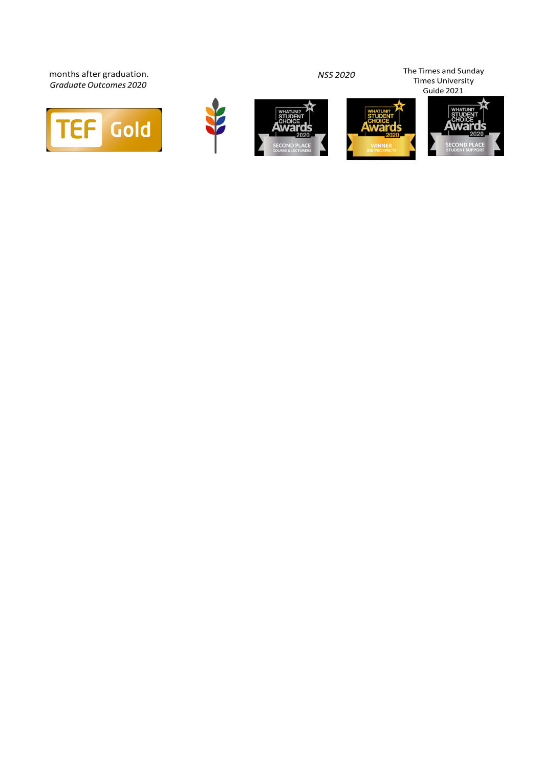months after graduation.
*Graduate Outcomes 2020*

*NSS 2020*

The Times and Sunday Times University Guide 2021

TEF Gold

WHATUNI? STUDENT CHOICE Awards 2020
SECOND PLACE
COURSE & LECTURERS

WHATUNI? STUDENT CHOICE Awards 2020
WINNER
JOB PROSPECTS

WHATUNI? STUDENT CHOICE Awards 2020
SECOND PLACE
STUDENT SUPPORT